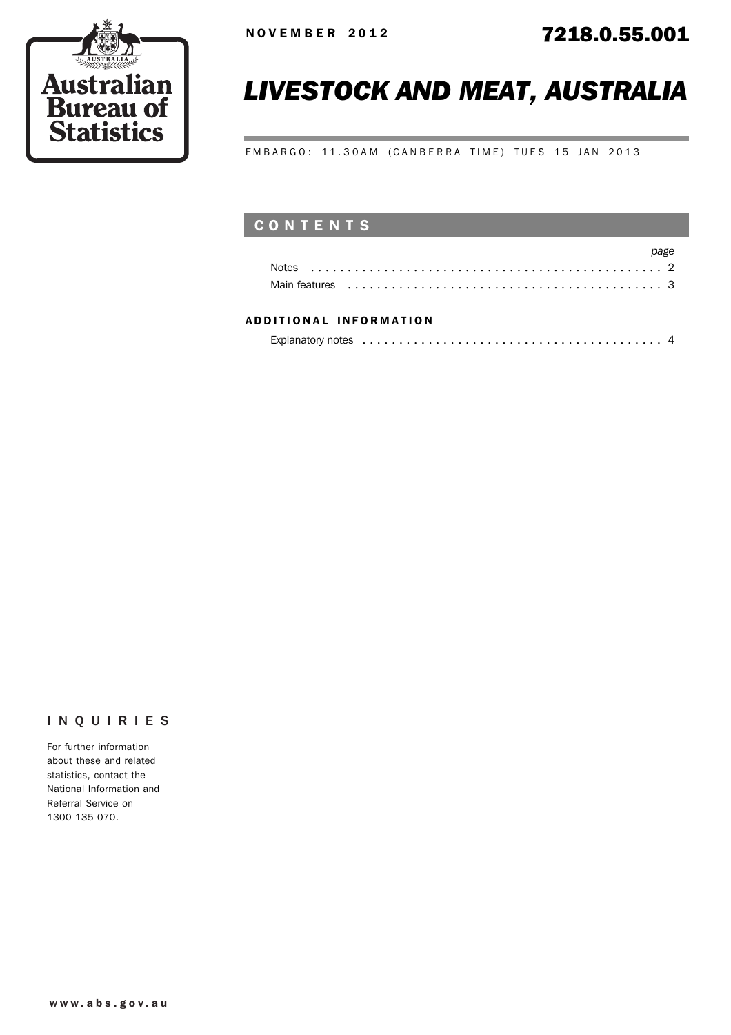Australian Bureau of Statistics

NOVEMBER 2012

7218.0.55.001

# LIVESTOCK AND MEAT, AUSTRALIA

EMBARGO: 11.30AM (CANBERRA TIME) TUES 15 JAN 2013

## CONTENTS

| | *page* |
|---|---|
| Notes | 2 |
| Main features | 3 |

### ADDITIONAL INFORMATION

| | |
|---|---|
| Explanatory notes | 4 |

## INQUIRIES

For further information about these and related statistics, contact the National Information and Referral Service on 1300 135 070.

www.abs.gov.au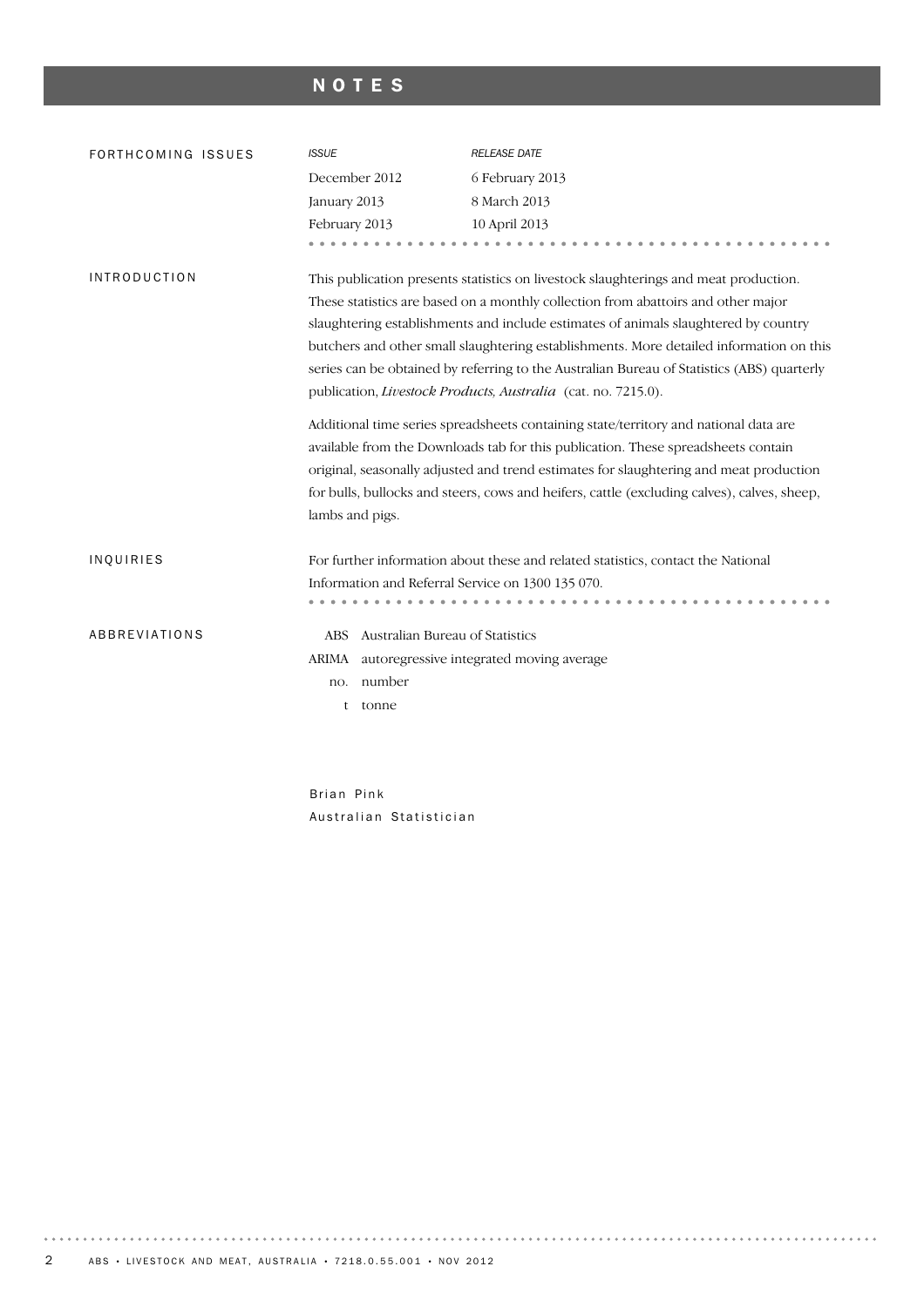# NOTES

## FORTHCOMING ISSUES

| *ISSUE* | *RELEASE DATE* |
| --- | --- |
| December 2012 | 6 February 2013 |
| January 2013 | 8 March 2013 |
| February 2013 | 10 April 2013 |

## INTRODUCTION

This publication presents statistics on livestock slaughterings and meat production. These statistics are based on a monthly collection from abattoirs and other major slaughtering establishments and include estimates of animals slaughtered by country butchers and other small slaughtering establishments. More detailed information on this series can be obtained by referring to the Australian Bureau of Statistics (ABS) quarterly publication, *Livestock Products, Australia* (cat. no. 7215.0).

Additional time series spreadsheets containing state/territory and national data are available from the Downloads tab for this publication. These spreadsheets contain original, seasonally adjusted and trend estimates for slaughtering and meat production for bulls, bullocks and steers, cows and heifers, cattle (excluding calves), calves, sheep, lambs and pigs.

## INQUIRIES

For further information about these and related statistics, contact the National Information and Referral Service on 1300 135 070.

## ABBREVIATIONS

- ABS Australian Bureau of Statistics
- ARIMA autoregressive integrated moving average
- no. number
- t tonne

Brian Pink
Australian Statistician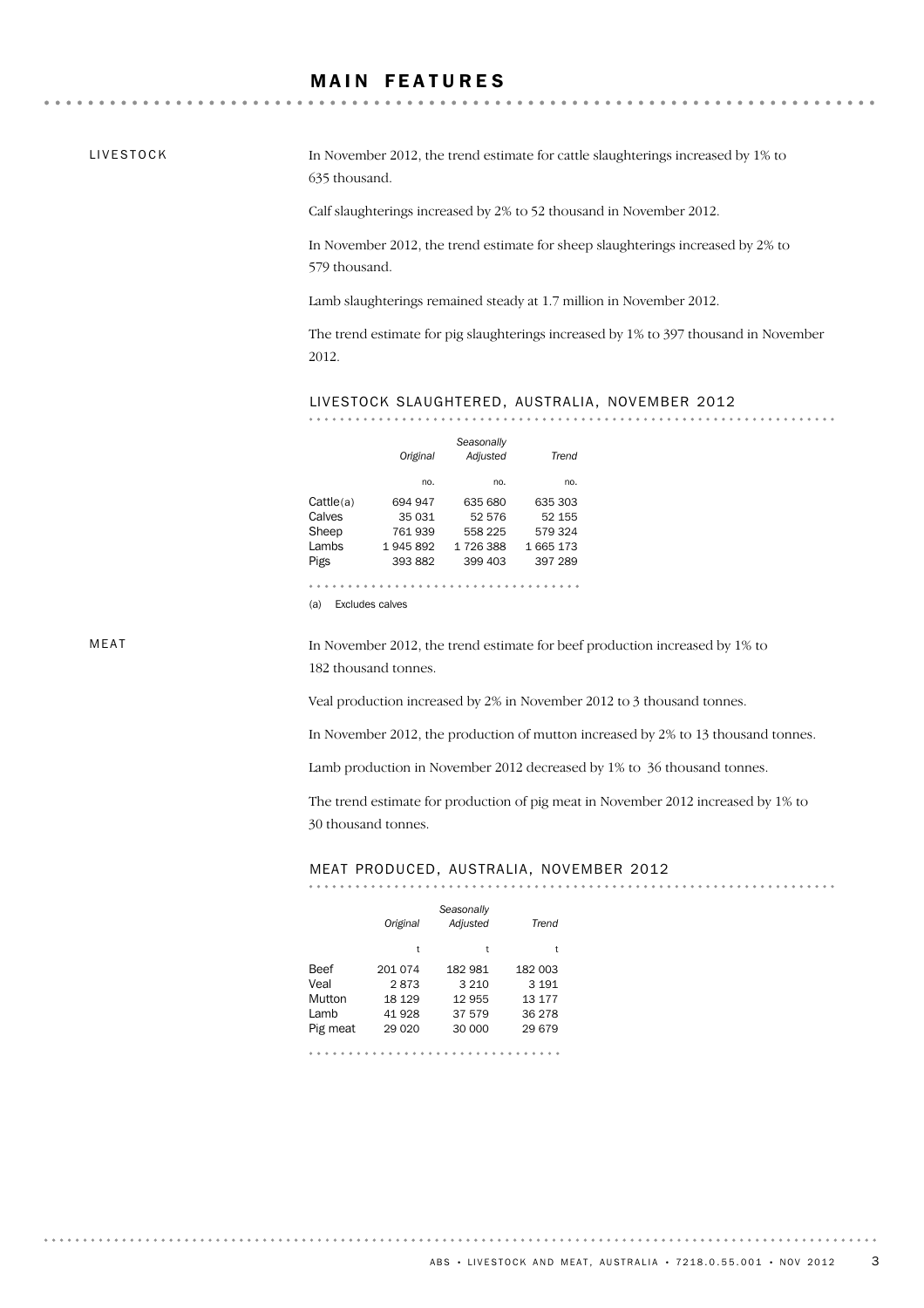# MAIN FEATURES

## LIVESTOCK

In November 2012, the trend estimate for cattle slaughterings increased by 1% to 635 thousand.

Calf slaughterings increased by 2% to 52 thousand in November 2012.

In November 2012, the trend estimate for sheep slaughterings increased by 2% to 579 thousand.

Lamb slaughterings remained steady at 1.7 million in November 2012.

The trend estimate for pig slaughterings increased by 1% to 397 thousand in November 2012.

### LIVESTOCK SLAUGHTERED, AUSTRALIA, NOVEMBER 2012

| | *Original* | *Seasonally Adjusted* | *Trend* |
|---|---|---|---|
| | no. | no. | no. |
| Cattle(a) | 694 947 | 635 680 | 635 303 |
| Calves | 35 031 | 52 576 | 52 155 |
| Sheep | 761 939 | 558 225 | 579 324 |
| Lambs | 1 945 892 | 1 726 388 | 1 665 173 |
| Pigs | 393 882 | 399 403 | 397 289 |

(a) Excludes calves

## MEAT

In November 2012, the trend estimate for beef production increased by 1% to 182 thousand tonnes.

Veal production increased by 2% in November 2012 to 3 thousand tonnes.

In November 2012, the production of mutton increased by 2% to 13 thousand tonnes.

Lamb production in November 2012 decreased by 1% to 36 thousand tonnes.

The trend estimate for production of pig meat in November 2012 increased by 1% to 30 thousand tonnes.

### MEAT PRODUCED, AUSTRALIA, NOVEMBER 2012

| | *Original* | *Seasonally Adjusted* | *Trend* |
|---|---|---|---|
| | t | t | t |
| Beef | 201 074 | 182 981 | 182 003 |
| Veal | 2 873 | 3 210 | 3 191 |
| Mutton | 18 129 | 12 955 | 13 177 |
| Lamb | 41 928 | 37 579 | 36 278 |
| Pig meat | 29 020 | 30 000 | 29 679 |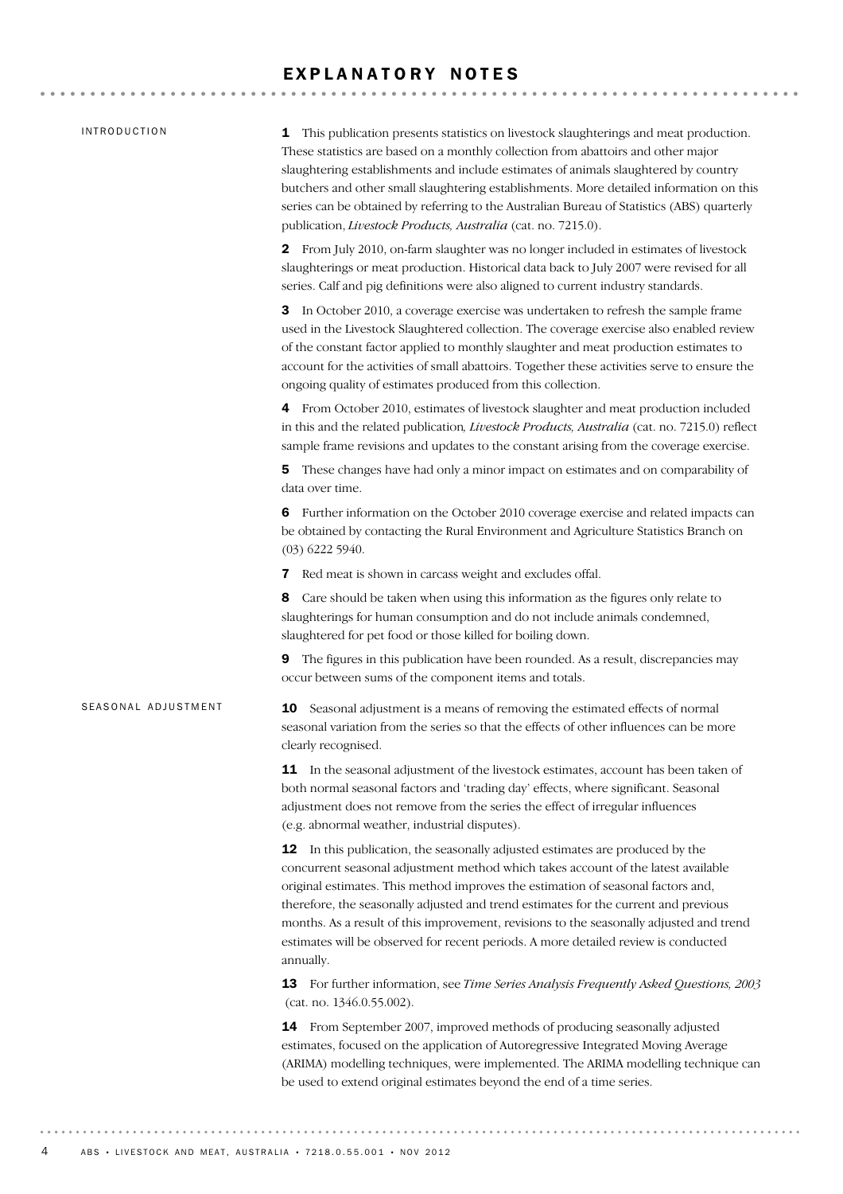# EXPLANATORY NOTES

## INTRODUCTION

**1** This publication presents statistics on livestock slaughterings and meat production. These statistics are based on a monthly collection from abattoirs and other major slaughtering establishments and include estimates of animals slaughtered by country butchers and other small slaughtering establishments. More detailed information on this series can be obtained by referring to the Australian Bureau of Statistics (ABS) quarterly publication, *Livestock Products, Australia* (cat. no. 7215.0).

**2** From July 2010, on-farm slaughter was no longer included in estimates of livestock slaughterings or meat production. Historical data back to July 2007 were revised for all series. Calf and pig definitions were also aligned to current industry standards.

**3** In October 2010, a coverage exercise was undertaken to refresh the sample frame used in the Livestock Slaughtered collection. The coverage exercise also enabled review of the constant factor applied to monthly slaughter and meat production estimates to account for the activities of small abattoirs. Together these activities serve to ensure the ongoing quality of estimates produced from this collection.

**4** From October 2010, estimates of livestock slaughter and meat production included in this and the related publication, *Livestock Products, Australia* (cat. no. 7215.0) reflect sample frame revisions and updates to the constant arising from the coverage exercise.

**5** These changes have had only a minor impact on estimates and on comparability of data over time.

**6** Further information on the October 2010 coverage exercise and related impacts can be obtained by contacting the Rural Environment and Agriculture Statistics Branch on (03) 6222 5940.

**7** Red meat is shown in carcass weight and excludes offal.

**8** Care should be taken when using this information as the figures only relate to slaughterings for human consumption and do not include animals condemned, slaughtered for pet food or those killed for boiling down.

**9** The figures in this publication have been rounded. As a result, discrepancies may occur between sums of the component items and totals.

## SEASONAL ADJUSTMENT

**10** Seasonal adjustment is a means of removing the estimated effects of normal seasonal variation from the series so that the effects of other influences can be more clearly recognised.

**11** In the seasonal adjustment of the livestock estimates, account has been taken of both normal seasonal factors and 'trading day' effects, where significant. Seasonal adjustment does not remove from the series the effect of irregular influences (e.g. abnormal weather, industrial disputes).

**12** In this publication, the seasonally adjusted estimates are produced by the concurrent seasonal adjustment method which takes account of the latest available original estimates. This method improves the estimation of seasonal factors and, therefore, the seasonally adjusted and trend estimates for the current and previous months. As a result of this improvement, revisions to the seasonally adjusted and trend estimates will be observed for recent periods. A more detailed review is conducted annually.

**13** For further information, see *Time Series Analysis Frequently Asked Questions, 2003* (cat. no. 1346.0.55.002).

**14** From September 2007, improved methods of producing seasonally adjusted estimates, focused on the application of Autoregressive Integrated Moving Average (ARIMA) modelling techniques, were implemented. The ARIMA modelling technique can be used to extend original estimates beyond the end of a time series.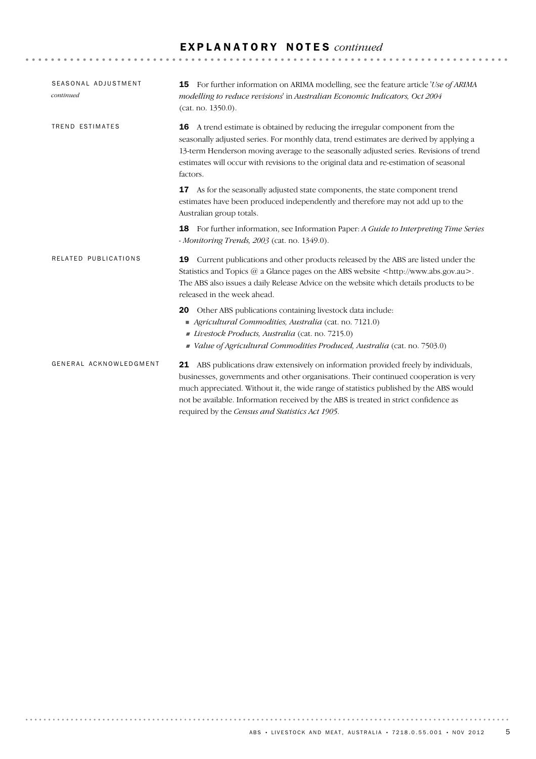## EXPLANATORY NOTES *continued*

### SEASONAL ADJUSTMENT *continued*

**15** For further information on ARIMA modelling, see the feature article '*Use of ARIMA modelling to reduce revisions*' in *Australian Economic Indicators, Oct 2004* (cat. no. 1350.0).

### TREND ESTIMATES

**16** A trend estimate is obtained by reducing the irregular component from the seasonally adjusted series. For monthly data, trend estimates are derived by applying a 13-term Henderson moving average to the seasonally adjusted series. Revisions of trend estimates will occur with revisions to the original data and re-estimation of seasonal factors.

**17** As for the seasonally adjusted state components, the state component trend estimates have been produced independently and therefore may not add up to the Australian group totals.

**18** For further information, see Information Paper: *A Guide to Interpreting Time Series - Monitoring Trends, 2003* (cat. no. 1349.0).

### RELATED PUBLICATIONS

**19** Current publications and other products released by the ABS are listed under the Statistics and Topics @ a Glance pages on the ABS website <http://www.abs.gov.au>. The ABS also issues a daily Release Advice on the website which details products to be released in the week ahead.

**20** Other ABS publications containing livestock data include:

- *Agricultural Commodities, Australia* (cat. no. 7121.0)
- *Livestock Products, Australia* (cat. no. 7215.0)
- *Value of Agricultural Commodities Produced, Australia* (cat. no. 7503.0)

### GENERAL ACKNOWLEDGMENT

**21** ABS publications draw extensively on information provided freely by individuals, businesses, governments and other organisations. Their continued cooperation is very much appreciated. Without it, the wide range of statistics published by the ABS would not be available. Information received by the ABS is treated in strict confidence as required by the *Census and Statistics Act 1905*.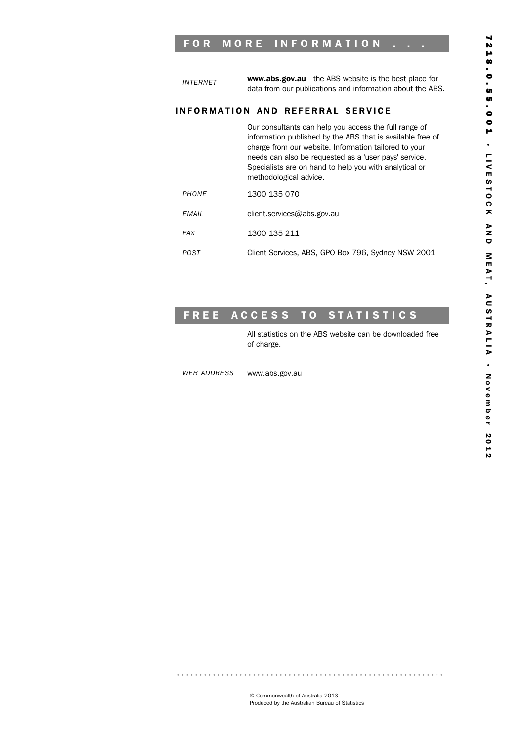## FOR MORE INFORMATION . . .

*INTERNET* **www.abs.gov.au** the ABS website is the best place for data from our publications and information about the ABS.

### INFORMATION AND REFERRAL SERVICE

Our consultants can help you access the full range of information published by the ABS that is available free of charge from our website. Information tailored to your needs can also be requested as a 'user pays' service. Specialists are on hand to help you with analytical or methodological advice.

*PHONE* 1300 135 070

*EMAIL* client.services@abs.gov.au

*FAX* 1300 135 211

*POST* Client Services, ABS, GPO Box 796, Sydney NSW 2001

## FREE ACCESS TO STATISTICS

All statistics on the ABS website can be downloaded free of charge.

*WEB ADDRESS* www.abs.gov.au

© Commonwealth of Australia 2013
Produced by the Australian Bureau of Statistics